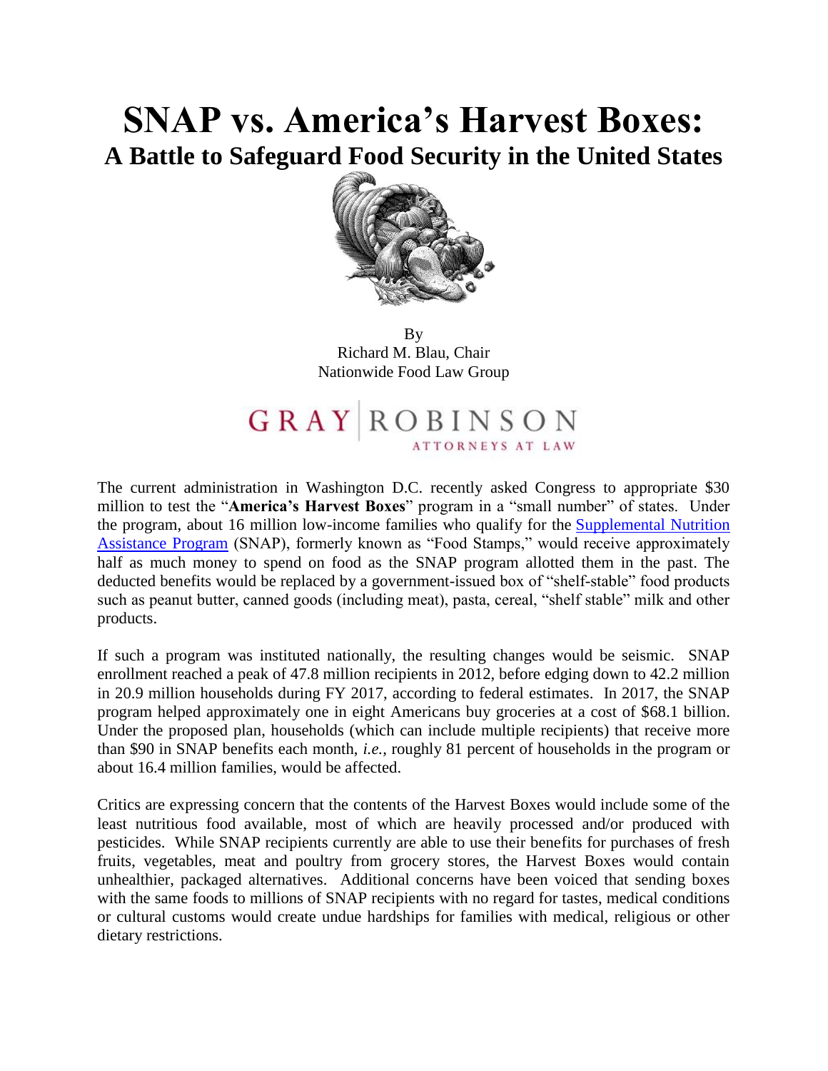# SNAP vs. America's Harvest Boxes:

## A Battle to Safeguard Food Security in the United States

By
Richard M. Blau, Chair
Nationwide Food Law Group

GRAY | ROBINSON
ATTORNEYS AT LAW

The current administration in Washington D.C. recently asked Congress to appropriate $30 million to test the "**America's Harvest Boxes**" program in a "small number" of states. Under the program, about 16 million low-income families who qualify for the Supplemental Nutrition Assistance Program (SNAP), formerly known as "Food Stamps," would receive approximately half as much money to spend on food as the SNAP program allotted them in the past. The deducted benefits would be replaced by a government-issued box of "shelf-stable" food products such as peanut butter, canned goods (including meat), pasta, cereal, "shelf stable" milk and other products.

If such a program was instituted nationally, the resulting changes would be seismic. SNAP enrollment reached a peak of 47.8 million recipients in 2012, before edging down to 42.2 million in 20.9 million households during FY 2017, according to federal estimates. In 2017, the SNAP program helped approximately one in eight Americans buy groceries at a cost of $68.1 billion. Under the proposed plan, households (which can include multiple recipients) that receive more than $90 in SNAP benefits each month, *i.e.,* roughly 81 percent of households in the program or about 16.4 million families, would be affected.

Critics are expressing concern that the contents of the Harvest Boxes would include some of the least nutritious food available, most of which are heavily processed and/or produced with pesticides. While SNAP recipients currently are able to use their benefits for purchases of fresh fruits, vegetables, meat and poultry from grocery stores, the Harvest Boxes would contain unhealthier, packaged alternatives. Additional concerns have been voiced that sending boxes with the same foods to millions of SNAP recipients with no regard for tastes, medical conditions or cultural customs would create undue hardships for families with medical, religious or other dietary restrictions.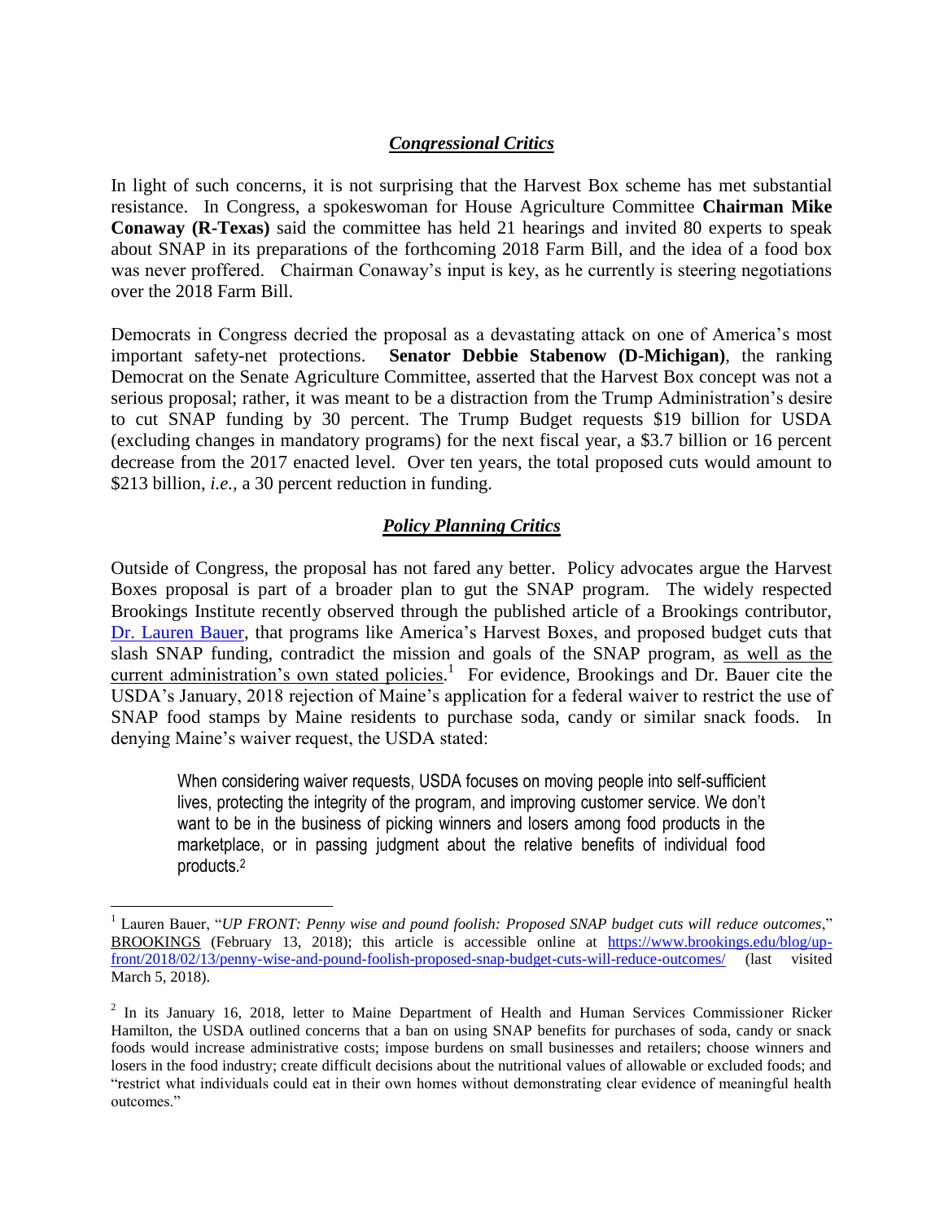## ***Congressional Critics***

In light of such concerns, it is not surprising that the Harvest Box scheme has met substantial resistance. In Congress, a spokeswoman for House Agriculture Committee **Chairman Mike Conaway (R-Texas)** said the committee has held 21 hearings and invited 80 experts to speak about SNAP in its preparations of the forthcoming 2018 Farm Bill, and the idea of a food box was never proffered. Chairman Conaway's input is key, as he currently is steering negotiations over the 2018 Farm Bill.

Democrats in Congress decried the proposal as a devastating attack on one of America's most important safety-net protections. **Senator Debbie Stabenow (D-Michigan)**, the ranking Democrat on the Senate Agriculture Committee, asserted that the Harvest Box concept was not a serious proposal; rather, it was meant to be a distraction from the Trump Administration's desire to cut SNAP funding by 30 percent. The Trump Budget requests $19 billion for USDA (excluding changes in mandatory programs) for the next fiscal year, a $3.7 billion or 16 percent decrease from the 2017 enacted level. Over ten years, the total proposed cuts would amount to $213 billion, *i.e.*, a 30 percent reduction in funding.

## ***Policy Planning Critics***

Outside of Congress, the proposal has not fared any better. Policy advocates argue the Harvest Boxes proposal is part of a broader plan to gut the SNAP program. The widely respected Brookings Institute recently observed through the published article of a Brookings contributor, Dr. Lauren Bauer, that programs like America's Harvest Boxes, and proposed budget cuts that slash SNAP funding, contradict the mission and goals of the SNAP program, as well as the current administration's own stated policies.[1] For evidence, Brookings and Dr. Bauer cite the USDA's January, 2018 rejection of Maine's application for a federal waiver to restrict the use of SNAP food stamps by Maine residents to purchase soda, candy or similar snack foods. In denying Maine's waiver request, the USDA stated:

> When considering waiver requests, USDA focuses on moving people into self-sufficient lives, protecting the integrity of the program, and improving customer service. We don't want to be in the business of picking winners and losers among food products in the marketplace, or in passing judgment about the relative benefits of individual food products.[2]

---

[1] Lauren Bauer, "*UP FRONT: Penny wise and pound foolish: Proposed SNAP budget cuts will reduce outcomes*," BROOKINGS (February 13, 2018); this article is accessible online at https://www.brookings.edu/blog/up-front/2018/02/13/penny-wise-and-pound-foolish-proposed-snap-budget-cuts-will-reduce-outcomes/ (last visited March 5, 2018).

[2] In its January 16, 2018, letter to Maine Department of Health and Human Services Commissioner Ricker Hamilton, the USDA outlined concerns that a ban on using SNAP benefits for purchases of soda, candy or snack foods would increase administrative costs; impose burdens on small businesses and retailers; choose winners and losers in the food industry; create difficult decisions about the nutritional values of allowable or excluded foods; and "restrict what individuals could eat in their own homes without demonstrating clear evidence of meaningful health outcomes."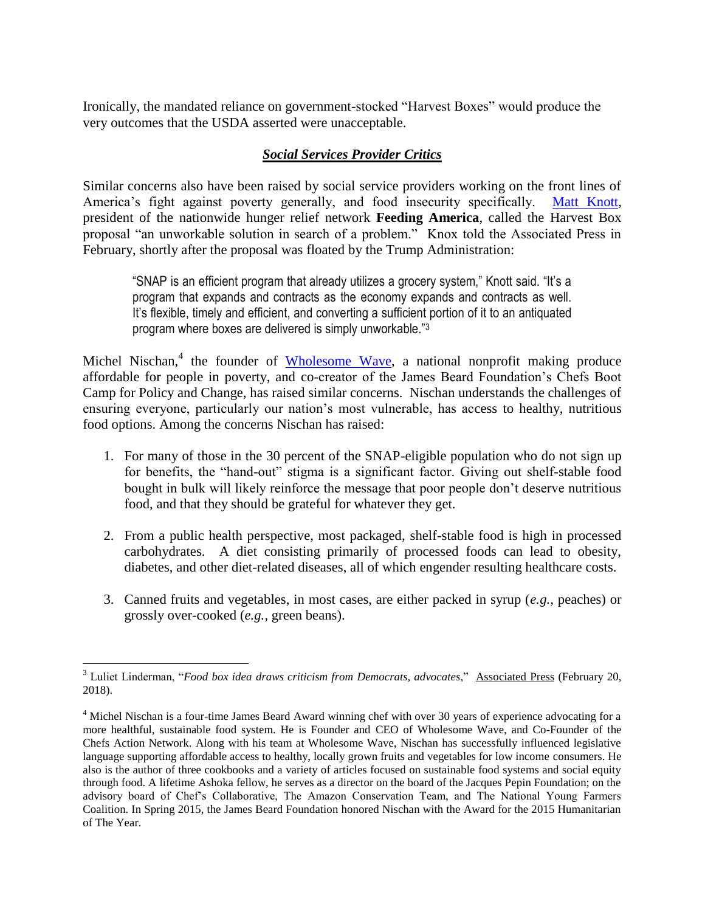Ironically, the mandated reliance on government-stocked "Harvest Boxes" would produce the very outcomes that the USDA asserted were unacceptable.

### ***Social Services Provider Critics***

Similar concerns also have been raised by social service providers working on the front lines of America's fight against poverty generally, and food insecurity specifically. [Matt Knott](), president of the nationwide hunger relief network **Feeding America**, called the Harvest Box proposal "an unworkable solution in search of a problem." Knox told the Associated Press in February, shortly after the proposal was floated by the Trump Administration:

> "SNAP is an efficient program that already utilizes a grocery system," Knott said. "It's a program that expands and contracts as the economy expands and contracts as well. It's flexible, timely and efficient, and converting a sufficient portion of it to an antiquated program where boxes are delivered is simply unworkable."[3]

Michel Nischan,[4] the founder of [Wholesome Wave](), a national nonprofit making produce affordable for people in poverty, and co-creator of the James Beard Foundation's Chefs Boot Camp for Policy and Change, has raised similar concerns. Nischan understands the challenges of ensuring everyone, particularly our nation's most vulnerable, has access to healthy, nutritious food options. Among the concerns Nischan has raised:

1. For many of those in the 30 percent of the SNAP-eligible population who do not sign up for benefits, the "hand-out" stigma is a significant factor. Giving out shelf-stable food bought in bulk will likely reinforce the message that poor people don't deserve nutritious food, and that they should be grateful for whatever they get.

2. From a public health perspective, most packaged, shelf-stable food is high in processed carbohydrates. A diet consisting primarily of processed foods can lead to obesity, diabetes, and other diet-related diseases, all of which engender resulting healthcare costs.

3. Canned fruits and vegetables, in most cases, are either packed in syrup (*e.g.*, peaches) or grossly over-cooked (*e.g.*, green beans).

---

[3] Luliet Linderman, "*Food box idea draws criticism from Democrats, advocates*," Associated Press (February 20, 2018).

[4] Michel Nischan is a four-time James Beard Award winning chef with over 30 years of experience advocating for a more healthful, sustainable food system. He is Founder and CEO of Wholesome Wave, and Co-Founder of the Chefs Action Network. Along with his team at Wholesome Wave, Nischan has successfully influenced legislative language supporting affordable access to healthy, locally grown fruits and vegetables for low income consumers. He also is the author of three cookbooks and a variety of articles focused on sustainable food systems and social equity through food. A lifetime Ashoka fellow, he serves as a director on the board of the Jacques Pepin Foundation; on the advisory board of Chef's Collaborative, The Amazon Conservation Team, and The National Young Farmers Coalition. In Spring 2015, the James Beard Foundation honored Nischan with the Award for the 2015 Humanitarian of The Year.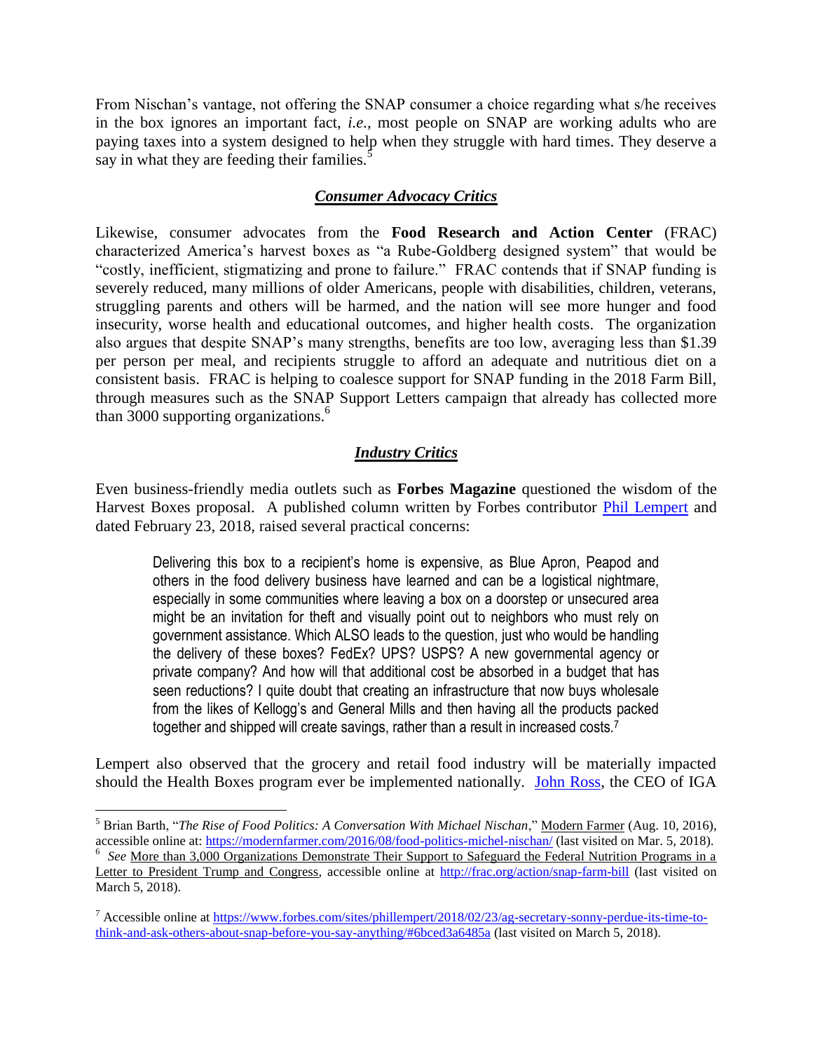From Nischan's vantage, not offering the SNAP consumer a choice regarding what s/he receives in the box ignores an important fact, *i.e.*, most people on SNAP are working adults who are paying taxes into a system designed to help when they struggle with hard times. They deserve a say in what they are feeding their families.[5]

### ***Consumer Advocacy Critics***

Likewise, consumer advocates from the **Food Research and Action Center** (FRAC) characterized America's harvest boxes as "a Rube-Goldberg designed system" that would be "costly, inefficient, stigmatizing and prone to failure." FRAC contends that if SNAP funding is severely reduced, many millions of older Americans, people with disabilities, children, veterans, struggling parents and others will be harmed, and the nation will see more hunger and food insecurity, worse health and educational outcomes, and higher health costs. The organization also argues that despite SNAP's many strengths, benefits are too low, averaging less than $1.39 per person per meal, and recipients struggle to afford an adequate and nutritious diet on a consistent basis. FRAC is helping to coalesce support for SNAP funding in the 2018 Farm Bill, through measures such as the SNAP Support Letters campaign that already has collected more than 3000 supporting organizations.[6]

### ***Industry Critics***

Even business-friendly media outlets such as **Forbes Magazine** questioned the wisdom of the Harvest Boxes proposal. A published column written by Forbes contributor Phil Lempert and dated February 23, 2018, raised several practical concerns:

> Delivering this box to a recipient's home is expensive, as Blue Apron, Peapod and others in the food delivery business have learned and can be a logistical nightmare, especially in some communities where leaving a box on a doorstep or unsecured area might be an invitation for theft and visually point out to neighbors who must rely on government assistance. Which ALSO leads to the question, just who would be handling the delivery of these boxes? FedEx? UPS? USPS? A new governmental agency or private company? And how will that additional cost be absorbed in a budget that has seen reductions? I quite doubt that creating an infrastructure that now buys wholesale from the likes of Kellogg's and General Mills and then having all the products packed together and shipped will create savings, rather than a result in increased costs.[7]

Lempert also observed that the grocery and retail food industry will be materially impacted should the Health Boxes program ever be implemented nationally. John Ross, the CEO of IGA

---

[5] Brian Barth, "*The Rise of Food Politics: A Conversation With Michael Nischan*," Modern Farmer (Aug. 10, 2016), accessible online at: https://modernfarmer.com/2016/08/food-politics-michel-nischan/ (last visited on Mar. 5, 2018).

[6] *See* More than 3,000 Organizations Demonstrate Their Support to Safeguard the Federal Nutrition Programs in a Letter to President Trump and Congress, accessible online at http://frac.org/action/snap-farm-bill (last visited on March 5, 2018).

[7] Accessible online at https://www.forbes.com/sites/phillempert/2018/02/23/ag-secretary-sonny-perdue-its-time-to-think-and-ask-others-about-snap-before-you-say-anything/#6bced3a6485a (last visited on March 5, 2018).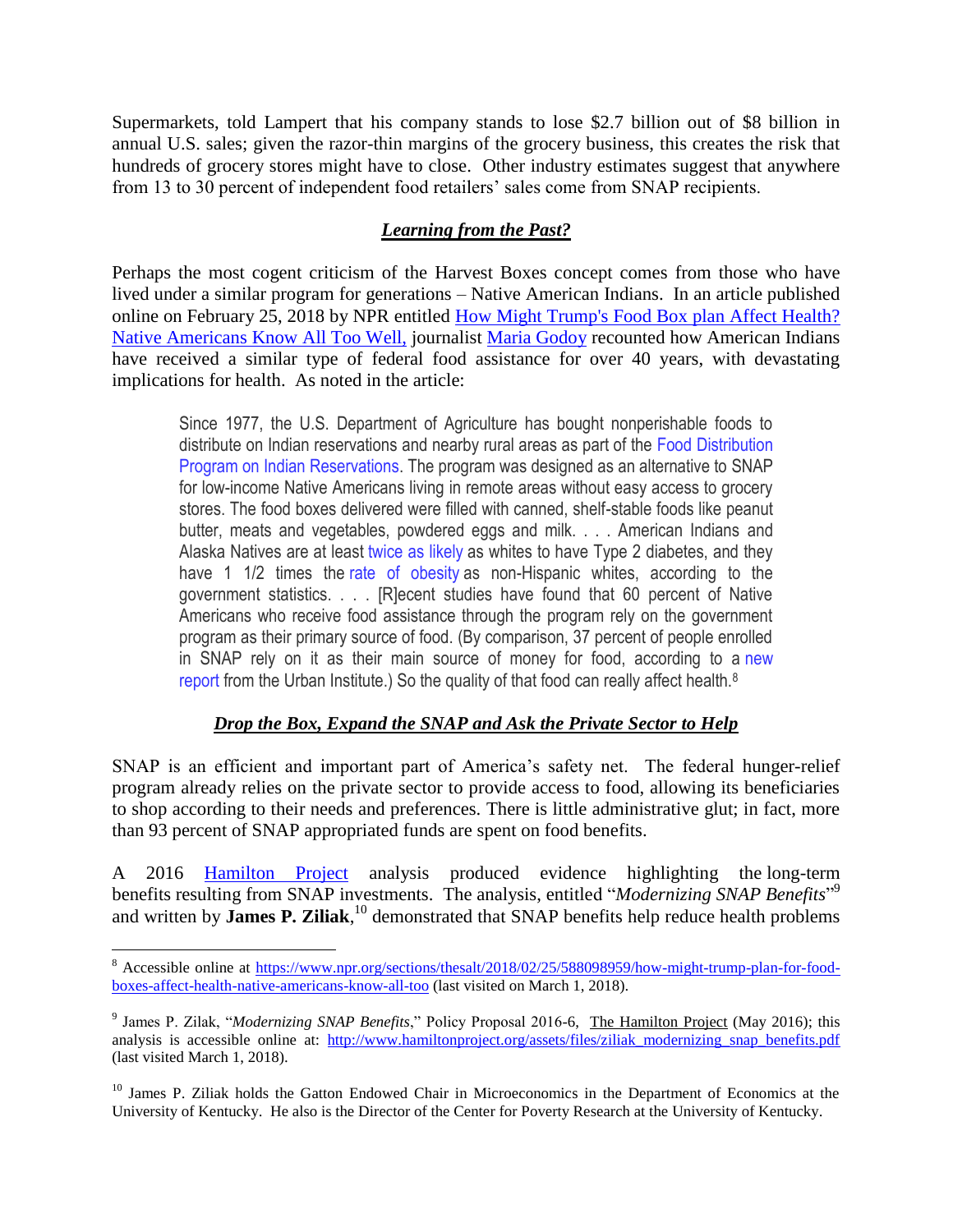Supermarkets, told Lampert that his company stands to lose $2.7 billion out of $8 billion in annual U.S. sales; given the razor-thin margins of the grocery business, this creates the risk that hundreds of grocery stores might have to close. Other industry estimates suggest that anywhere from 13 to 30 percent of independent food retailers' sales come from SNAP recipients.

## ***Learning from the Past?***

Perhaps the most cogent criticism of the Harvest Boxes concept comes from those who have lived under a similar program for generations – Native American Indians. In an article published online on February 25, 2018 by NPR entitled How Might Trump's Food Box plan Affect Health? Native Americans Know All Too Well, journalist Maria Godoy recounted how American Indians have received a similar type of federal food assistance for over 40 years, with devastating implications for health. As noted in the article:

> Since 1977, the U.S. Department of Agriculture has bought nonperishable foods to distribute on Indian reservations and nearby rural areas as part of the Food Distribution Program on Indian Reservations. The program was designed as an alternative to SNAP for low-income Native Americans living in remote areas without easy access to grocery stores. The food boxes delivered were filled with canned, shelf-stable foods like peanut butter, meats and vegetables, powdered eggs and milk. . . . American Indians and Alaska Natives are at least twice as likely as whites to have Type 2 diabetes, and they have 1 1/2 times the rate of obesity as non-Hispanic whites, according to the government statistics. . . . [R]ecent studies have found that 60 percent of Native Americans who receive food assistance through the program rely on the government program as their primary source of food. (By comparison, 37 percent of people enrolled in SNAP rely on it as their main source of money for food, according to a new report from the Urban Institute.) So the quality of that food can really affect health.[8]

## ***Drop the Box, Expand the SNAP and Ask the Private Sector to Help***

SNAP is an efficient and important part of America's safety net. The federal hunger-relief program already relies on the private sector to provide access to food, allowing its beneficiaries to shop according to their needs and preferences. There is little administrative glut; in fact, more than 93 percent of SNAP appropriated funds are spent on food benefits.

A 2016 Hamilton Project analysis produced evidence highlighting the long-term benefits resulting from SNAP investments. The analysis, entitled "*Modernizing SNAP Benefits*"[9] and written by **James P. Ziliak**,[10] demonstrated that SNAP benefits help reduce health problems

---

[8] Accessible online at https://www.npr.org/sections/thesalt/2018/02/25/588098959/how-might-trump-plan-for-food-boxes-affect-health-native-americans-know-all-too (last visited on March 1, 2018).

[9] James P. Zilak, "*Modernizing SNAP Benefits*," Policy Proposal 2016-6, The Hamilton Project (May 2016); this analysis is accessible online at: http://www.hamiltonproject.org/assets/files/ziliak_modernizing_snap_benefits.pdf (last visited March 1, 2018).

[10] James P. Ziliak holds the Gatton Endowed Chair in Microeconomics in the Department of Economics at the University of Kentucky. He also is the Director of the Center for Poverty Research at the University of Kentucky.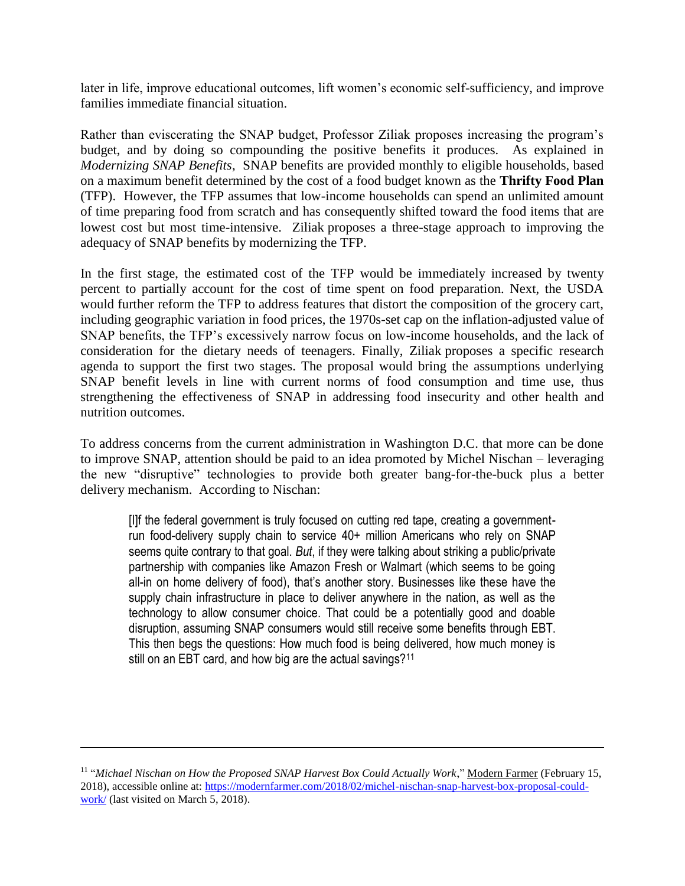later in life, improve educational outcomes, lift women's economic self-sufficiency, and improve families immediate financial situation.

Rather than eviscerating the SNAP budget, Professor Ziliak proposes increasing the program's budget, and by doing so compounding the positive benefits it produces. As explained in *Modernizing SNAP Benefits*, SNAP benefits are provided monthly to eligible households, based on a maximum benefit determined by the cost of a food budget known as the **Thrifty Food Plan** (TFP). However, the TFP assumes that low-income households can spend an unlimited amount of time preparing food from scratch and has consequently shifted toward the food items that are lowest cost but most time-intensive. Ziliak proposes a three-stage approach to improving the adequacy of SNAP benefits by modernizing the TFP.

In the first stage, the estimated cost of the TFP would be immediately increased by twenty percent to partially account for the cost of time spent on food preparation. Next, the USDA would further reform the TFP to address features that distort the composition of the grocery cart, including geographic variation in food prices, the 1970s-set cap on the inflation-adjusted value of SNAP benefits, the TFP's excessively narrow focus on low-income households, and the lack of consideration for the dietary needs of teenagers. Finally, Ziliak proposes a specific research agenda to support the first two stages. The proposal would bring the assumptions underlying SNAP benefit levels in line with current norms of food consumption and time use, thus strengthening the effectiveness of SNAP in addressing food insecurity and other health and nutrition outcomes.

To address concerns from the current administration in Washington D.C. that more can be done to improve SNAP, attention should be paid to an idea promoted by Michel Nischan – leveraging the new "disruptive" technologies to provide both greater bang-for-the-buck plus a better delivery mechanism. According to Nischan:

> [I]f the federal government is truly focused on cutting red tape, creating a government-run food-delivery supply chain to service 40+ million Americans who rely on SNAP seems quite contrary to that goal. *But*, if they were talking about striking a public/private partnership with companies like Amazon Fresh or Walmart (which seems to be going all-in on home delivery of food), that's another story. Businesses like these have the supply chain infrastructure in place to deliver anywhere in the nation, as well as the technology to allow consumer choice. That could be a potentially good and doable disruption, assuming SNAP consumers would still receive some benefits through EBT. This then begs the questions: How much food is being delivered, how much money is still on an EBT card, and how big are the actual savings?[11]

---

[11] "*Michael Nischan on How the Proposed SNAP Harvest Box Could Actually Work*," Modern Farmer (February 15, 2018), accessible online at: https://modernfarmer.com/2018/02/michel-nischan-snap-harvest-box-proposal-could-work/ (last visited on March 5, 2018).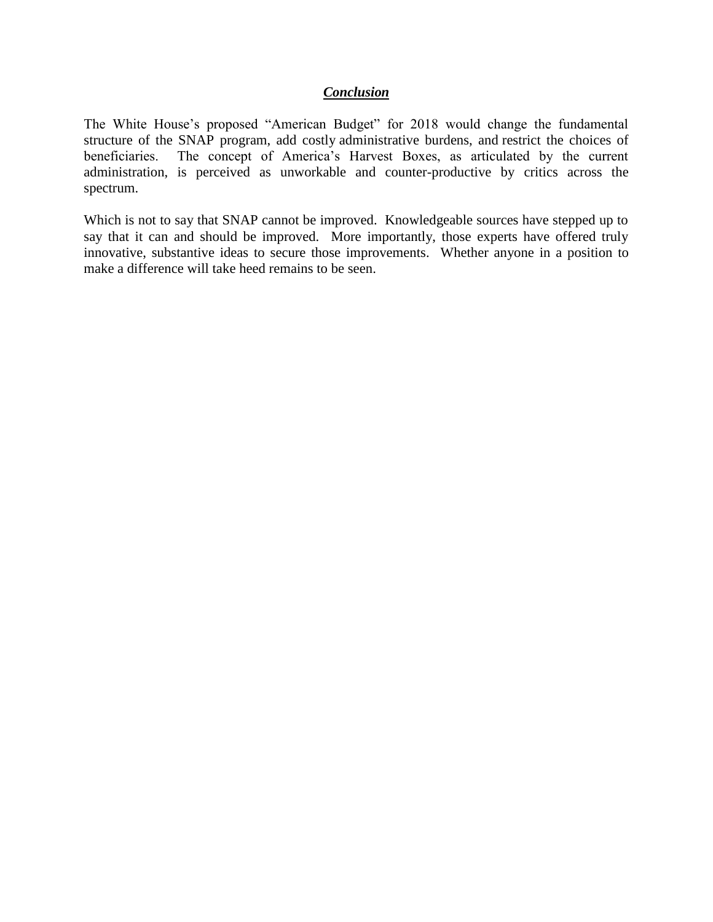## ***Conclusion***

The White House's proposed "American Budget" for 2018 would change the fundamental structure of the SNAP program, add costly administrative burdens, and restrict the choices of beneficiaries. The concept of America's Harvest Boxes, as articulated by the current administration, is perceived as unworkable and counter-productive by critics across the spectrum.

Which is not to say that SNAP cannot be improved. Knowledgeable sources have stepped up to say that it can and should be improved. More importantly, those experts have offered truly innovative, substantive ideas to secure those improvements. Whether anyone in a position to make a difference will take heed remains to be seen.